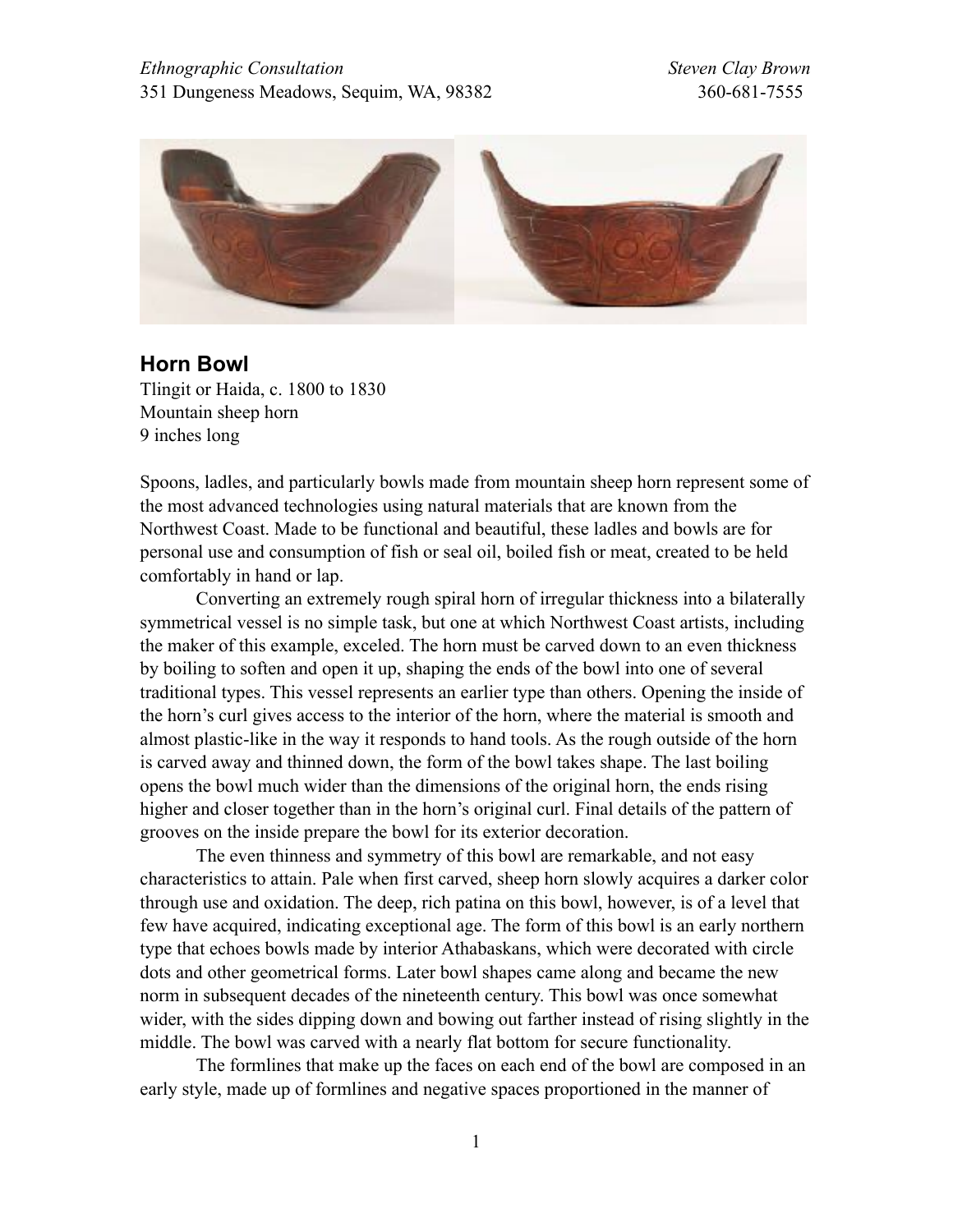*Ethnographic Consultation* *Steven Clay Brown*
351 Dungeness Meadows, Sequim, WA, 98382 360-681-7555

## Horn Bowl

Tlingit or Haida, c. 1800 to 1830
Mountain sheep horn
9 inches long

Spoons, ladles, and particularly bowls made from mountain sheep horn represent some of the most advanced technologies using natural materials that are known from the Northwest Coast. Made to be functional and beautiful, these ladles and bowls are for personal use and consumption of fish or seal oil, boiled fish or meat, created to be held comfortably in hand or lap.

Converting an extremely rough spiral horn of irregular thickness into a bilaterally symmetrical vessel is no simple task, but one at which Northwest Coast artists, including the maker of this example, exceled. The horn must be carved down to an even thickness by boiling to soften and open it up, shaping the ends of the bowl into one of several traditional types. This vessel represents an earlier type than others. Opening the inside of the horn's curl gives access to the interior of the horn, where the material is smooth and almost plastic-like in the way it responds to hand tools. As the rough outside of the horn is carved away and thinned down, the form of the bowl takes shape. The last boiling opens the bowl much wider than the dimensions of the original horn, the ends rising higher and closer together than in the horn's original curl. Final details of the pattern of grooves on the inside prepare the bowl for its exterior decoration.

The even thinness and symmetry of this bowl are remarkable, and not easy characteristics to attain. Pale when first carved, sheep horn slowly acquires a darker color through use and oxidation. The deep, rich patina on this bowl, however, is of a level that few have acquired, indicating exceptional age. The form of this bowl is an early northern type that echoes bowls made by interior Athabaskans, which were decorated with circle dots and other geometrical forms. Later bowl shapes came along and became the new norm in subsequent decades of the nineteenth century. This bowl was once somewhat wider, with the sides dipping down and bowing out farther instead of rising slightly in the middle. The bowl was carved with a nearly flat bottom for secure functionality.

The formlines that make up the faces on each end of the bowl are composed in an early style, made up of formlines and negative spaces proportioned in the manner of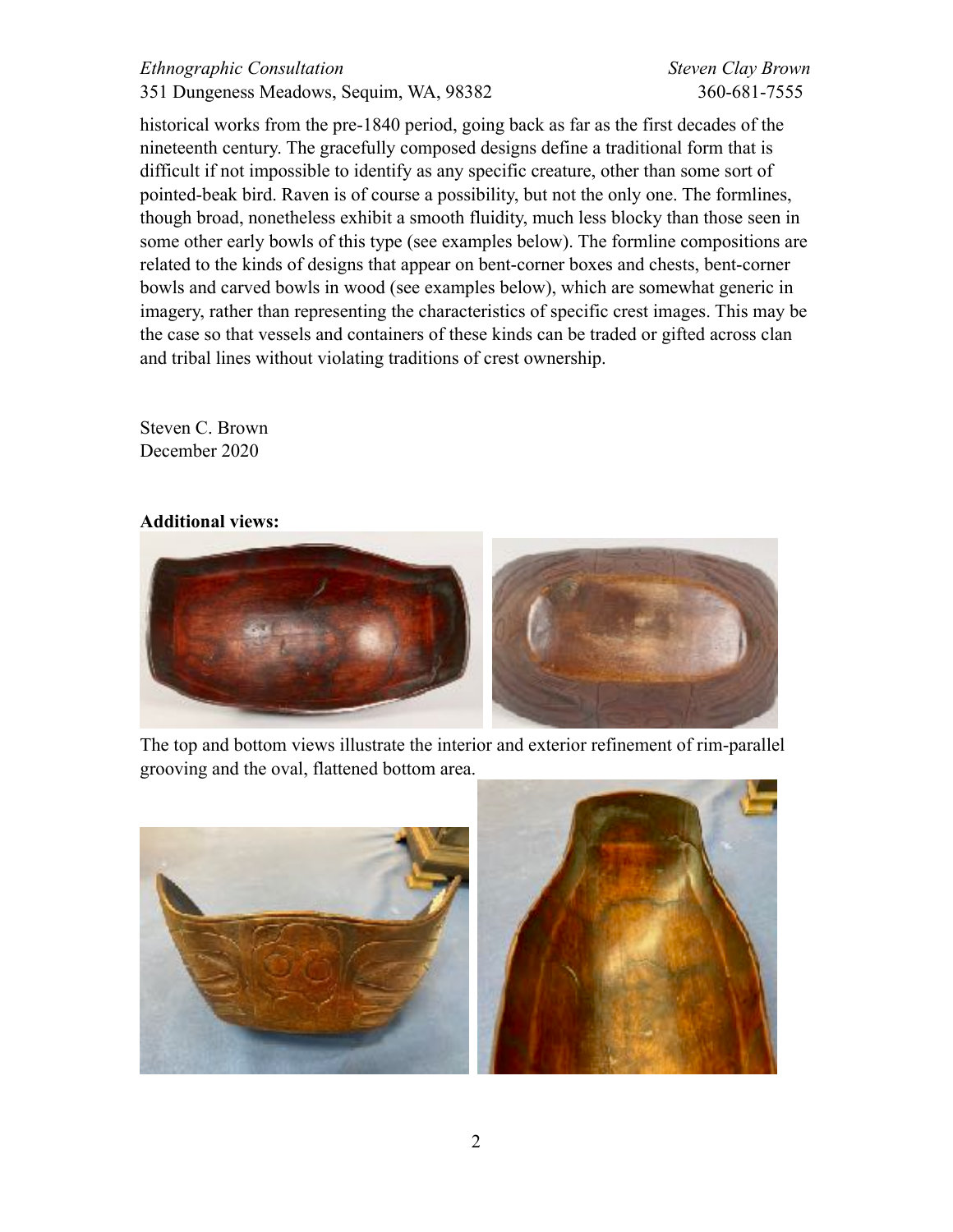historical works from the pre-1840 period, going back as far as the first decades of the nineteenth century. The gracefully composed designs define a traditional form that is difficult if not impossible to identify as any specific creature, other than some sort of pointed-beak bird. Raven is of course a possibility, but not the only one. The formlines, though broad, nonetheless exhibit a smooth fluidity, much less blocky than those seen in some other early bowls of this type (see examples below). The formline compositions are related to the kinds of designs that appear on bent-corner boxes and chests, bent-corner bowls and carved bowls in wood (see examples below), which are somewhat generic in imagery, rather than representing the characteristics of specific crest images. This may be the case so that vessels and containers of these kinds can be traded or gifted across clan and tribal lines without violating traditions of crest ownership.

Steven C. Brown
December 2020

**Additional views:**

The top and bottom views illustrate the interior and exterior refinement of rim-parallel grooving and the oval, flattened bottom area.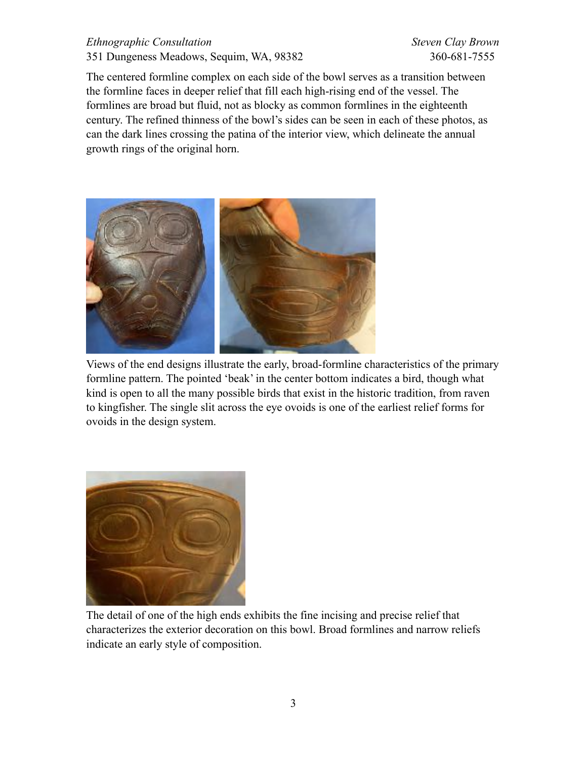The centered formline complex on each side of the bowl serves as a transition between the formline faces in deeper relief that fill each high-rising end of the vessel. The formlines are broad but fluid, not as blocky as common formlines in the eighteenth century. The refined thinness of the bowl's sides can be seen in each of these photos, as can the dark lines crossing the patina of the interior view, which delineate the annual growth rings of the original horn.

Views of the end designs illustrate the early, broad-formline characteristics of the primary formline pattern. The pointed 'beak' in the center bottom indicates a bird, though what kind is open to all the many possible birds that exist in the historic tradition, from raven to kingfisher. The single slit across the eye ovoids is one of the earliest relief forms for ovoids in the design system.

The detail of one of the high ends exhibits the fine incising and precise relief that characterizes the exterior decoration on this bowl. Broad formlines and narrow reliefs indicate an early style of composition.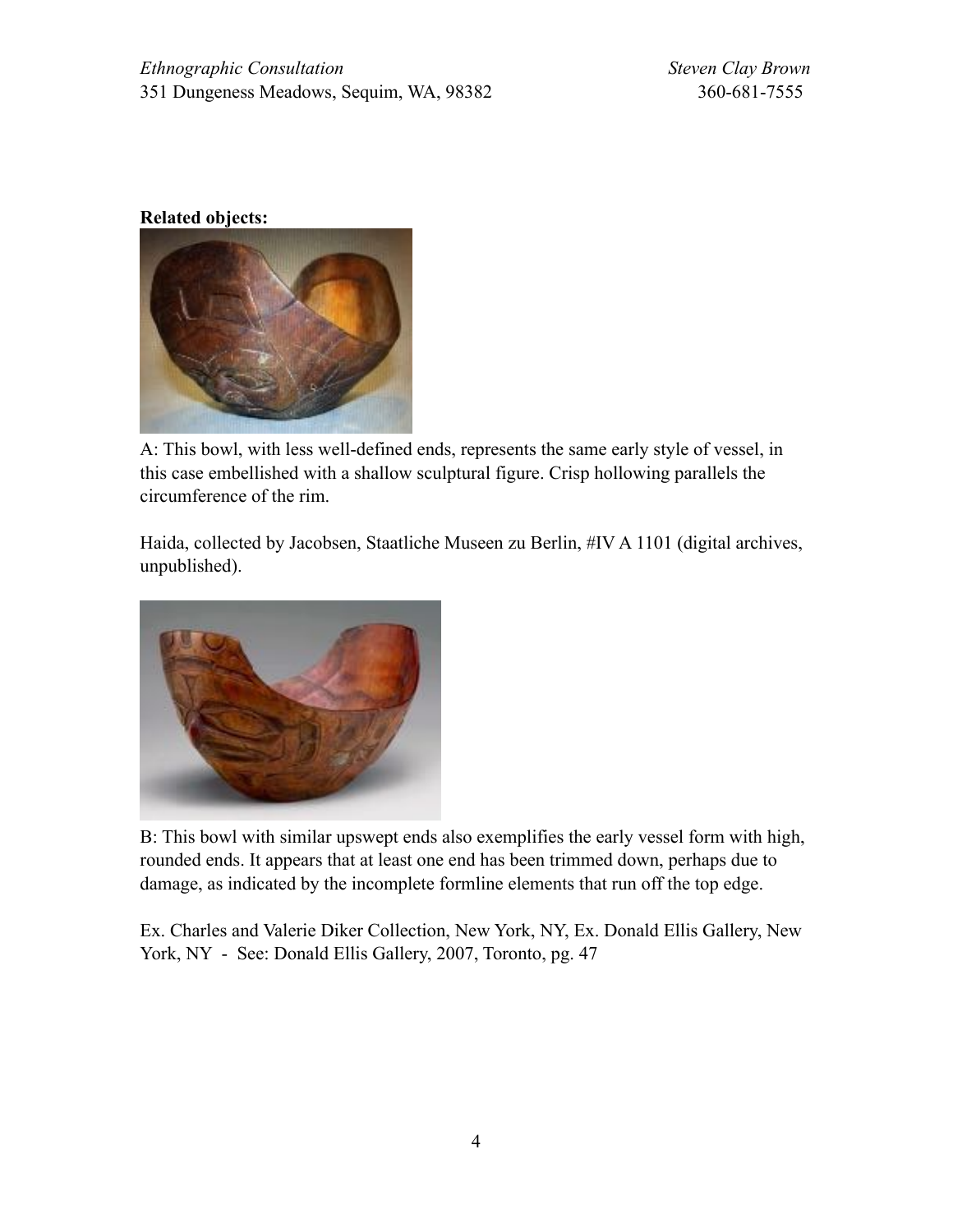**Related objects:**

A: This bowl, with less well-defined ends, represents the same early style of vessel, in this case embellished with a shallow sculptural figure. Crisp hollowing parallels the circumference of the rim.

Haida, collected by Jacobsen, Staatliche Museen zu Berlin, #IV A 1101 (digital archives, unpublished).

B: This bowl with similar upswept ends also exemplifies the early vessel form with high, rounded ends. It appears that at least one end has been trimmed down, perhaps due to damage, as indicated by the incomplete formline elements that run off the top edge.

Ex. Charles and Valerie Diker Collection, New York, NY, Ex. Donald Ellis Gallery, New York, NY - See: Donald Ellis Gallery, 2007, Toronto, pg. 47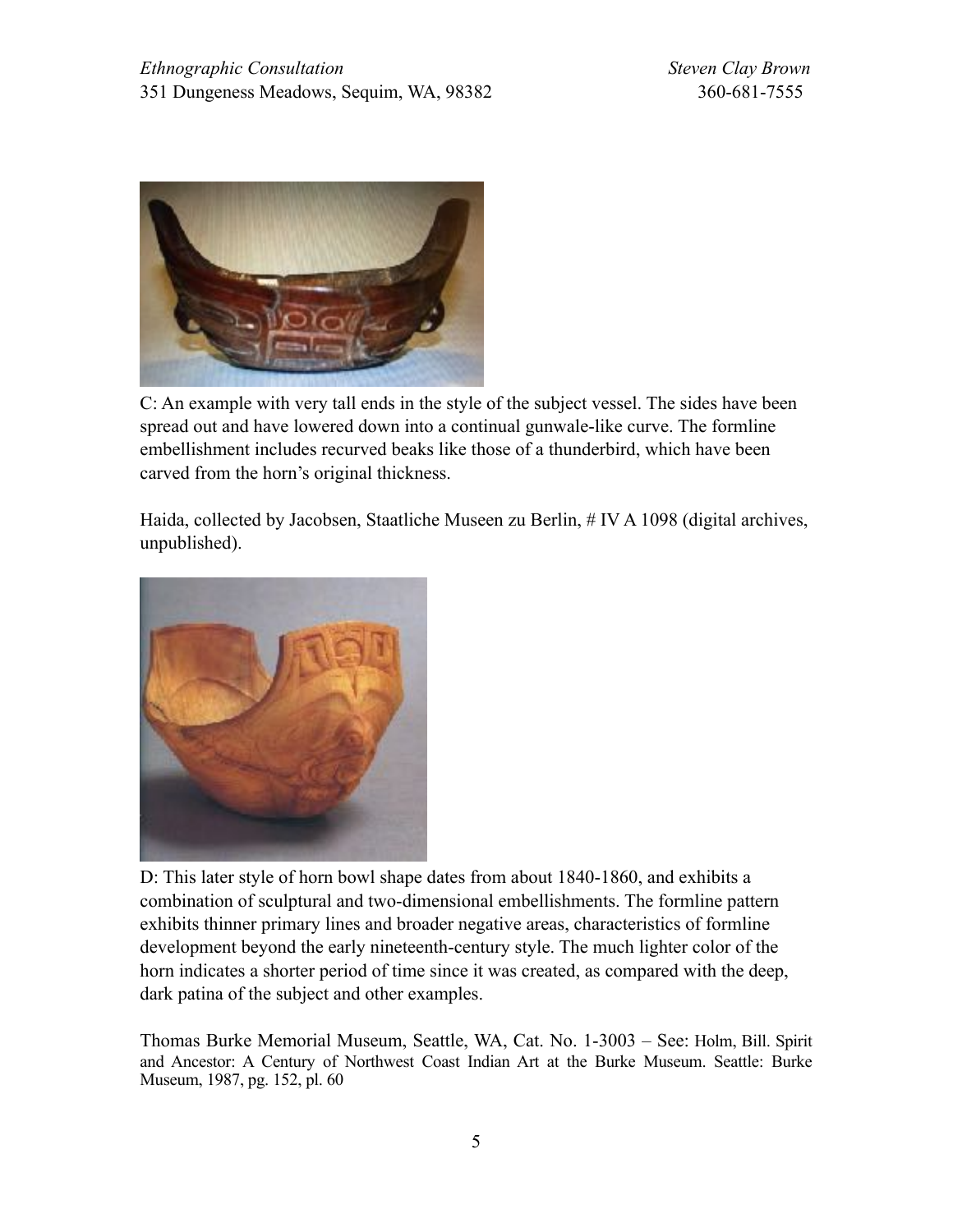C: An example with very tall ends in the style of the subject vessel. The sides have been spread out and have lowered down into a continual gunwale-like curve. The formline embellishment includes recurved beaks like those of a thunderbird, which have been carved from the horn's original thickness.

Haida, collected by Jacobsen, Staatliche Museen zu Berlin, # IV A 1098 (digital archives, unpublished).

D: This later style of horn bowl shape dates from about 1840-1860, and exhibits a combination of sculptural and two-dimensional embellishments. The formline pattern exhibits thinner primary lines and broader negative areas, characteristics of formline development beyond the early nineteenth-century style. The much lighter color of the horn indicates a shorter period of time since it was created, as compared with the deep, dark patina of the subject and other examples.

Thomas Burke Memorial Museum, Seattle, WA, Cat. No. 1-3003 – See: Holm, Bill. Spirit and Ancestor: A Century of Northwest Coast Indian Art at the Burke Museum. Seattle: Burke Museum, 1987, pg. 152, pl. 60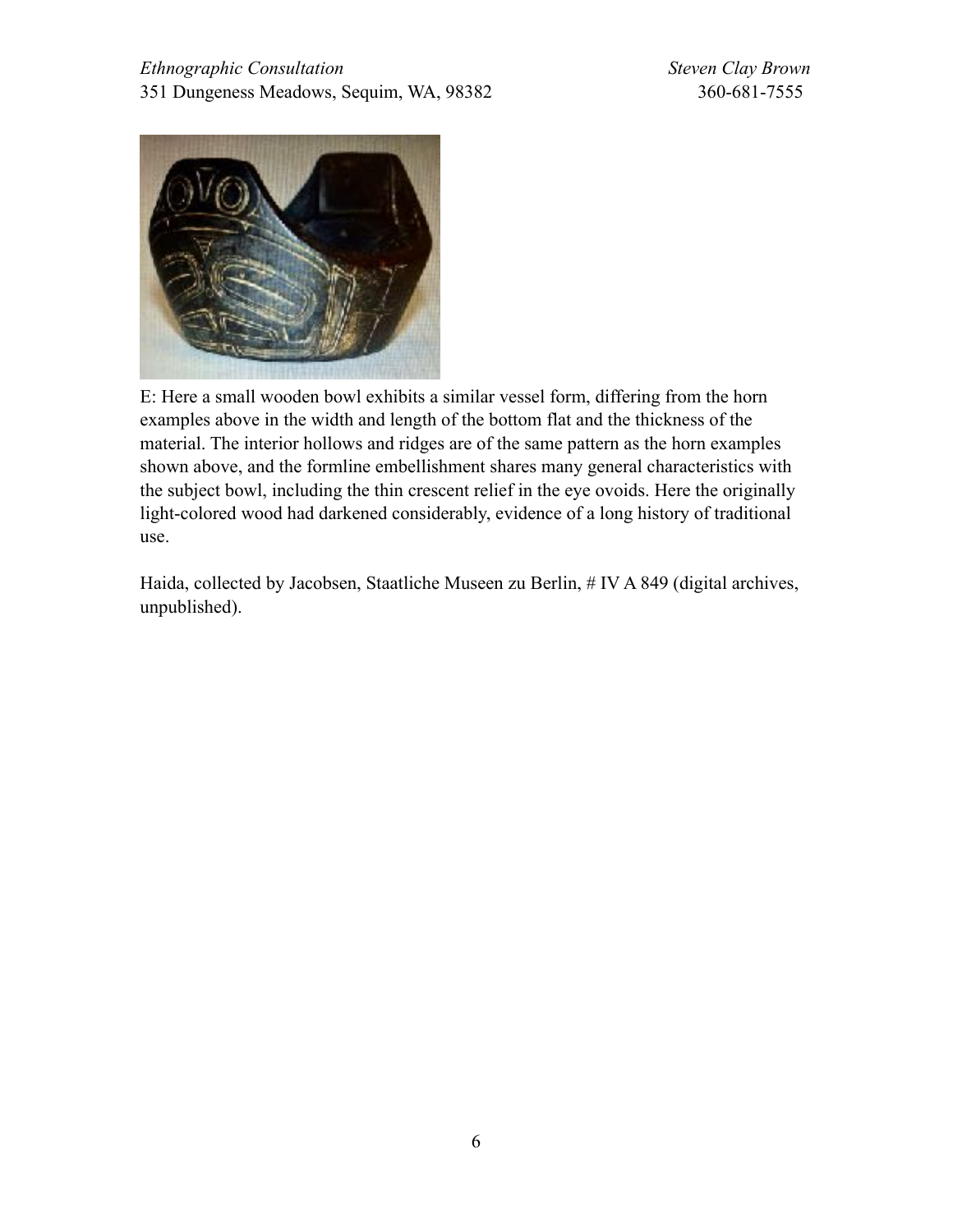E: Here a small wooden bowl exhibits a similar vessel form, differing from the horn examples above in the width and length of the bottom flat and the thickness of the material. The interior hollows and ridges are of the same pattern as the horn examples shown above, and the formline embellishment shares many general characteristics with the subject bowl, including the thin crescent relief in the eye ovoids. Here the originally light-colored wood had darkened considerably, evidence of a long history of traditional use.

Haida, collected by Jacobsen, Staatliche Museen zu Berlin, # IV A 849 (digital archives, unpublished).